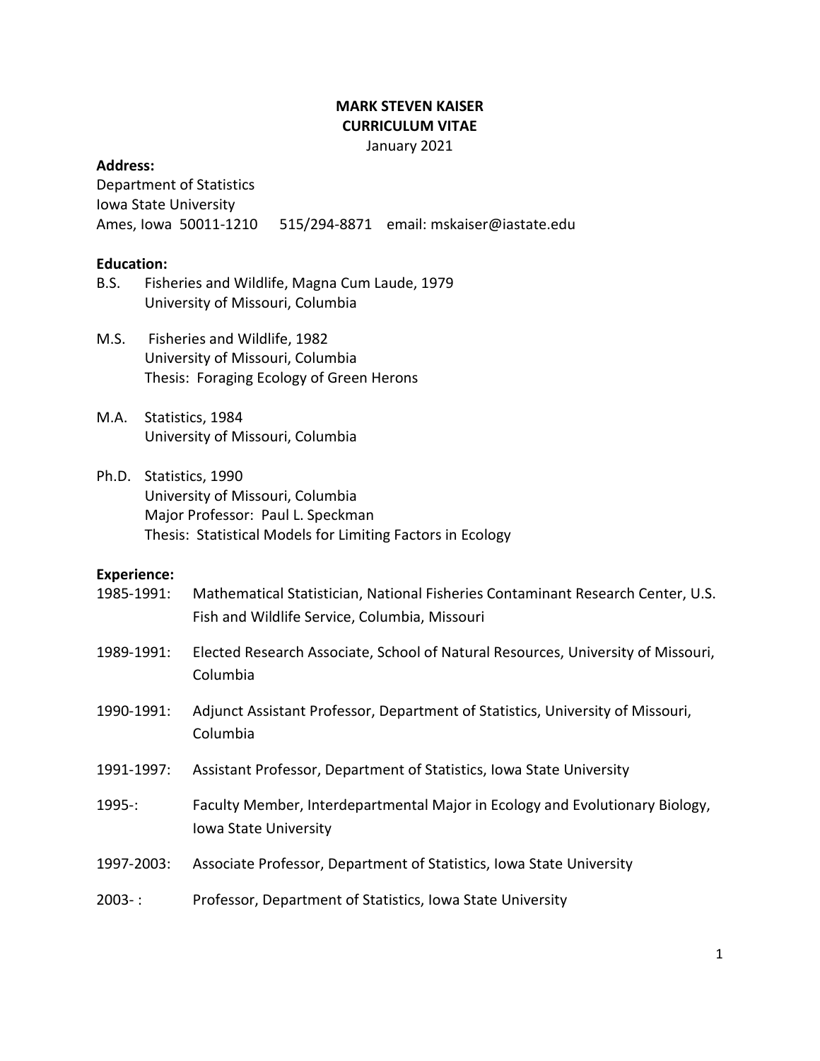# MARK STEVEN KAISER
## CURRICULUM VITAE

January 2021

**Address:**

Department of Statistics
Iowa State University
Ames, Iowa 50011-1210    515/294-8871    email: mskaiser@iastate.edu

**Education:**

B.S. Fisheries and Wildlife, Magna Cum Laude, 1979
University of Missouri, Columbia

M.S. Fisheries and Wildlife, 1982
University of Missouri, Columbia
Thesis: Foraging Ecology of Green Herons

M.A. Statistics, 1984
University of Missouri, Columbia

Ph.D. Statistics, 1990
University of Missouri, Columbia
Major Professor: Paul L. Speckman
Thesis: Statistical Models for Limiting Factors in Ecology

**Experience:**

1985-1991: Mathematical Statistician, National Fisheries Contaminant Research Center, U.S. Fish and Wildlife Service, Columbia, Missouri

1989-1991: Elected Research Associate, School of Natural Resources, University of Missouri, Columbia

1990-1991: Adjunct Assistant Professor, Department of Statistics, University of Missouri, Columbia

1991-1997: Assistant Professor, Department of Statistics, Iowa State University

1995-: Faculty Member, Interdepartmental Major in Ecology and Evolutionary Biology, Iowa State University

1997-2003: Associate Professor, Department of Statistics, Iowa State University

2003- : Professor, Department of Statistics, Iowa State University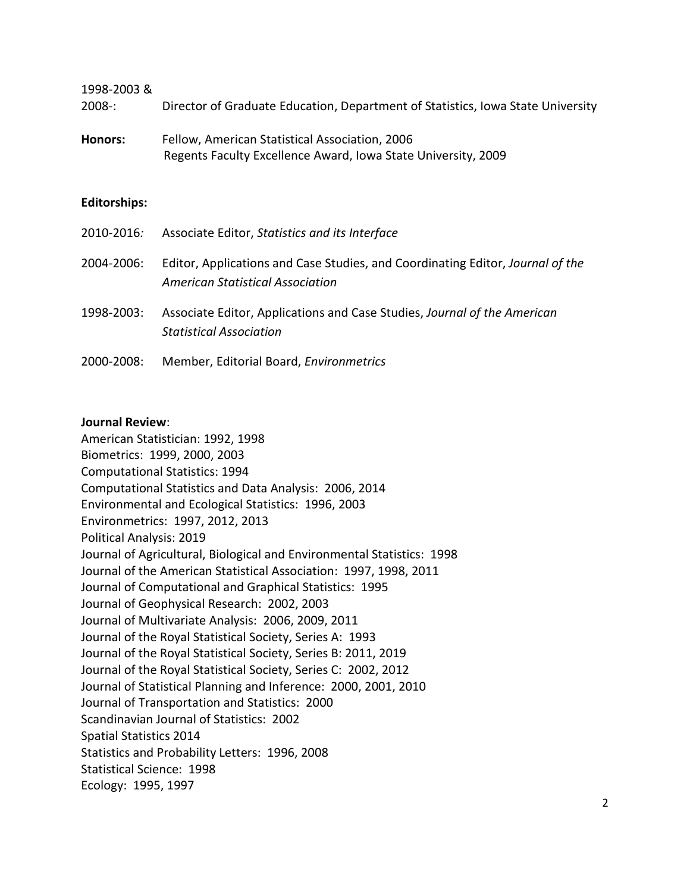1998-2003 &
2008-: Director of Graduate Education, Department of Statistics, Iowa State University

**Honors:** Fellow, American Statistical Association, 2006
Regents Faculty Excellence Award, Iowa State University, 2009

**Editorships:**

2010-2016*:* Associate Editor, *Statistics and its Interface*

2004-2006: Editor, Applications and Case Studies, and Coordinating Editor, *Journal of the American Statistical Association*

1998-2003: Associate Editor, Applications and Case Studies, *Journal of the American Statistical Association*

2000-2008: Member, Editorial Board, *Environmetrics*

**Journal Review**:
American Statistician: 1992, 1998
Biometrics: 1999, 2000, 2003
Computational Statistics: 1994
Computational Statistics and Data Analysis: 2006, 2014
Environmental and Ecological Statistics: 1996, 2003
Environmetrics: 1997, 2012, 2013
Political Analysis: 2019
Journal of Agricultural, Biological and Environmental Statistics: 1998
Journal of the American Statistical Association: 1997, 1998, 2011
Journal of Computational and Graphical Statistics: 1995
Journal of Geophysical Research: 2002, 2003
Journal of Multivariate Analysis: 2006, 2009, 2011
Journal of the Royal Statistical Society, Series A: 1993
Journal of the Royal Statistical Society, Series B: 2011, 2019
Journal of the Royal Statistical Society, Series C: 2002, 2012
Journal of Statistical Planning and Inference: 2000, 2001, 2010
Journal of Transportation and Statistics: 2000
Scandinavian Journal of Statistics: 2002
Spatial Statistics 2014
Statistics and Probability Letters: 1996, 2008
Statistical Science: 1998
Ecology: 1995, 1997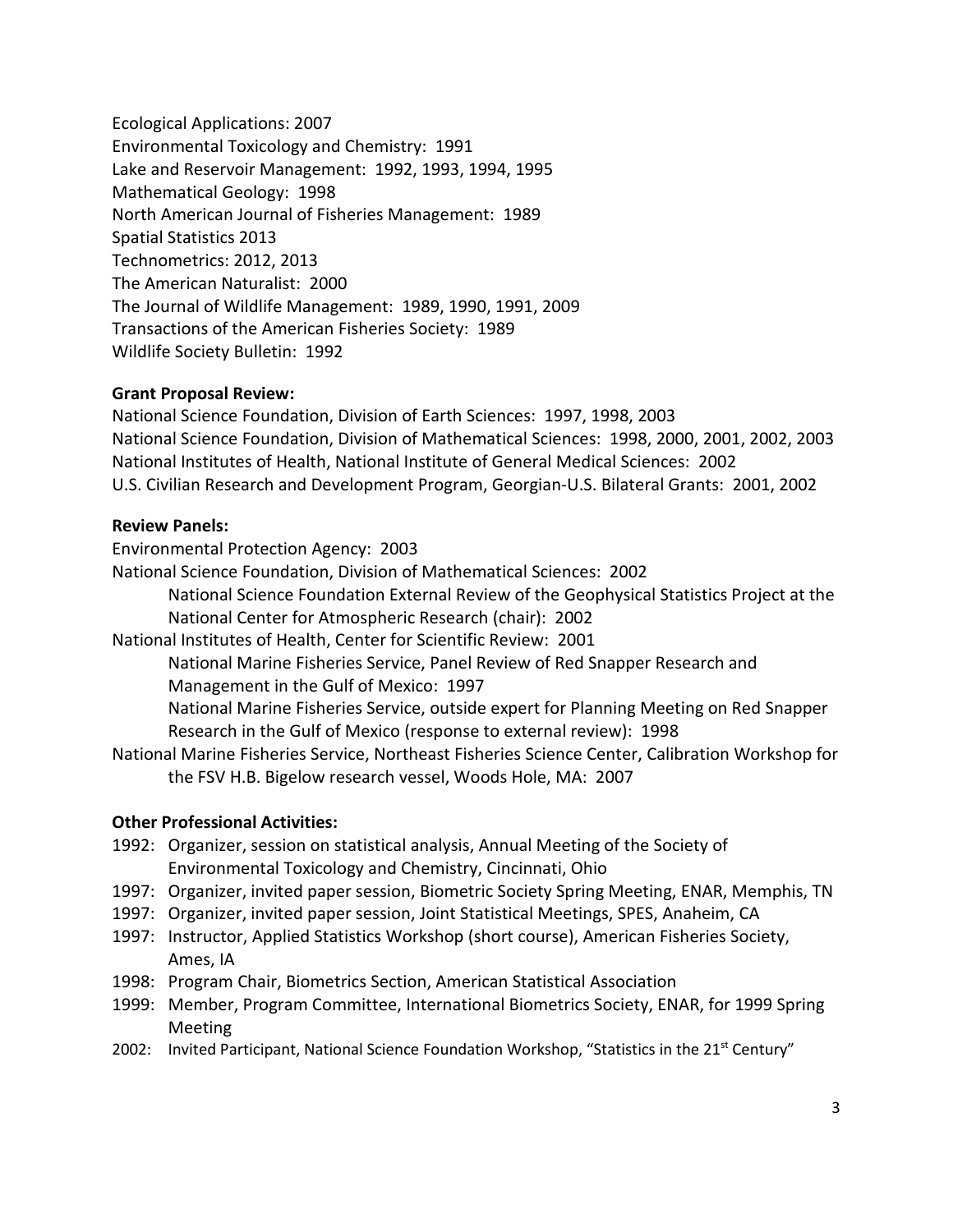Ecological Applications: 2007
Environmental Toxicology and Chemistry: 1991
Lake and Reservoir Management: 1992, 1993, 1994, 1995
Mathematical Geology: 1998
North American Journal of Fisheries Management: 1989
Spatial Statistics 2013
Technometrics: 2012, 2013
The American Naturalist: 2000
The Journal of Wildlife Management: 1989, 1990, 1991, 2009
Transactions of the American Fisheries Society: 1989
Wildlife Society Bulletin: 1992

**Grant Proposal Review:**

National Science Foundation, Division of Earth Sciences: 1997, 1998, 2003
National Science Foundation, Division of Mathematical Sciences: 1998, 2000, 2001, 2002, 2003
National Institutes of Health, National Institute of General Medical Sciences: 2002
U.S. Civilian Research and Development Program, Georgian-U.S. Bilateral Grants: 2001, 2002

**Review Panels:**

Environmental Protection Agency: 2003
National Science Foundation, Division of Mathematical Sciences: 2002
 National Science Foundation External Review of the Geophysical Statistics Project at the National Center for Atmospheric Research (chair): 2002
National Institutes of Health, Center for Scientific Review: 2001
 National Marine Fisheries Service, Panel Review of Red Snapper Research and Management in the Gulf of Mexico: 1997
 National Marine Fisheries Service, outside expert for Planning Meeting on Red Snapper Research in the Gulf of Mexico (response to external review): 1998
National Marine Fisheries Service, Northeast Fisheries Science Center, Calibration Workshop for the FSV H.B. Bigelow research vessel, Woods Hole, MA: 2007

**Other Professional Activities:**

1992: Organizer, session on statistical analysis, Annual Meeting of the Society of Environmental Toxicology and Chemistry, Cincinnati, Ohio
1997: Organizer, invited paper session, Biometric Society Spring Meeting, ENAR, Memphis, TN
1997: Organizer, invited paper session, Joint Statistical Meetings, SPES, Anaheim, CA
1997: Instructor, Applied Statistics Workshop (short course), American Fisheries Society, Ames, IA
1998: Program Chair, Biometrics Section, American Statistical Association
1999: Member, Program Committee, International Biometrics Society, ENAR, for 1999 Spring Meeting
2002: Invited Participant, National Science Foundation Workshop, "Statistics in the 21st Century"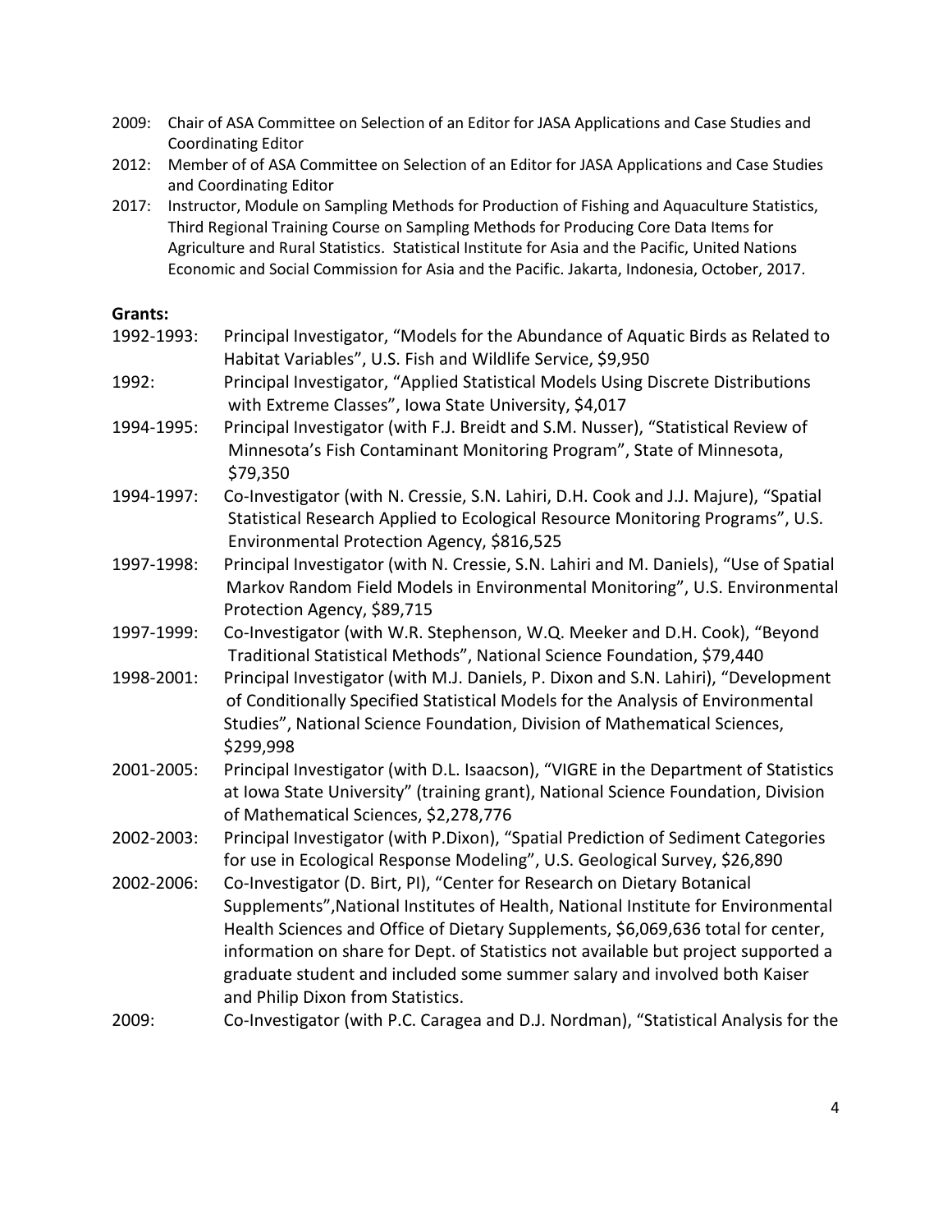2009: Chair of ASA Committee on Selection of an Editor for JASA Applications and Case Studies and Coordinating Editor

2012: Member of of ASA Committee on Selection of an Editor for JASA Applications and Case Studies and Coordinating Editor

2017: Instructor, Module on Sampling Methods for Production of Fishing and Aquaculture Statistics, Third Regional Training Course on Sampling Methods for Producing Core Data Items for Agriculture and Rural Statistics. Statistical Institute for Asia and the Pacific, United Nations Economic and Social Commission for Asia and the Pacific. Jakarta, Indonesia, October, 2017.

**Grants:**

1992-1993: Principal Investigator, "Models for the Abundance of Aquatic Birds as Related to Habitat Variables", U.S. Fish and Wildlife Service, $9,950

1992: Principal Investigator, "Applied Statistical Models Using Discrete Distributions with Extreme Classes", Iowa State University, $4,017

1994-1995: Principal Investigator (with F.J. Breidt and S.M. Nusser), "Statistical Review of Minnesota's Fish Contaminant Monitoring Program", State of Minnesota, $79,350

1994-1997: Co-Investigator (with N. Cressie, S.N. Lahiri, D.H. Cook and J.J. Majure), "Spatial Statistical Research Applied to Ecological Resource Monitoring Programs", U.S. Environmental Protection Agency, $816,525

1997-1998: Principal Investigator (with N. Cressie, S.N. Lahiri and M. Daniels), "Use of Spatial Markov Random Field Models in Environmental Monitoring", U.S. Environmental Protection Agency, $89,715

1997-1999: Co-Investigator (with W.R. Stephenson, W.Q. Meeker and D.H. Cook), "Beyond Traditional Statistical Methods", National Science Foundation, $79,440

1998-2001: Principal Investigator (with M.J. Daniels, P. Dixon and S.N. Lahiri), "Development of Conditionally Specified Statistical Models for the Analysis of Environmental Studies", National Science Foundation, Division of Mathematical Sciences, $299,998

2001-2005: Principal Investigator (with D.L. Isaacson), "VIGRE in the Department of Statistics at Iowa State University" (training grant), National Science Foundation, Division of Mathematical Sciences, $2,278,776

2002-2003: Principal Investigator (with P.Dixon), "Spatial Prediction of Sediment Categories for use in Ecological Response Modeling", U.S. Geological Survey, $26,890

2002-2006: Co-Investigator (D. Birt, PI), "Center for Research on Dietary Botanical Supplements",National Institutes of Health, National Institute for Environmental Health Sciences and Office of Dietary Supplements, $6,069,636 total for center, information on share for Dept. of Statistics not available but project supported a graduate student and included some summer salary and involved both Kaiser and Philip Dixon from Statistics.

2009: Co-Investigator (with P.C. Caragea and D.J. Nordman), "Statistical Analysis for the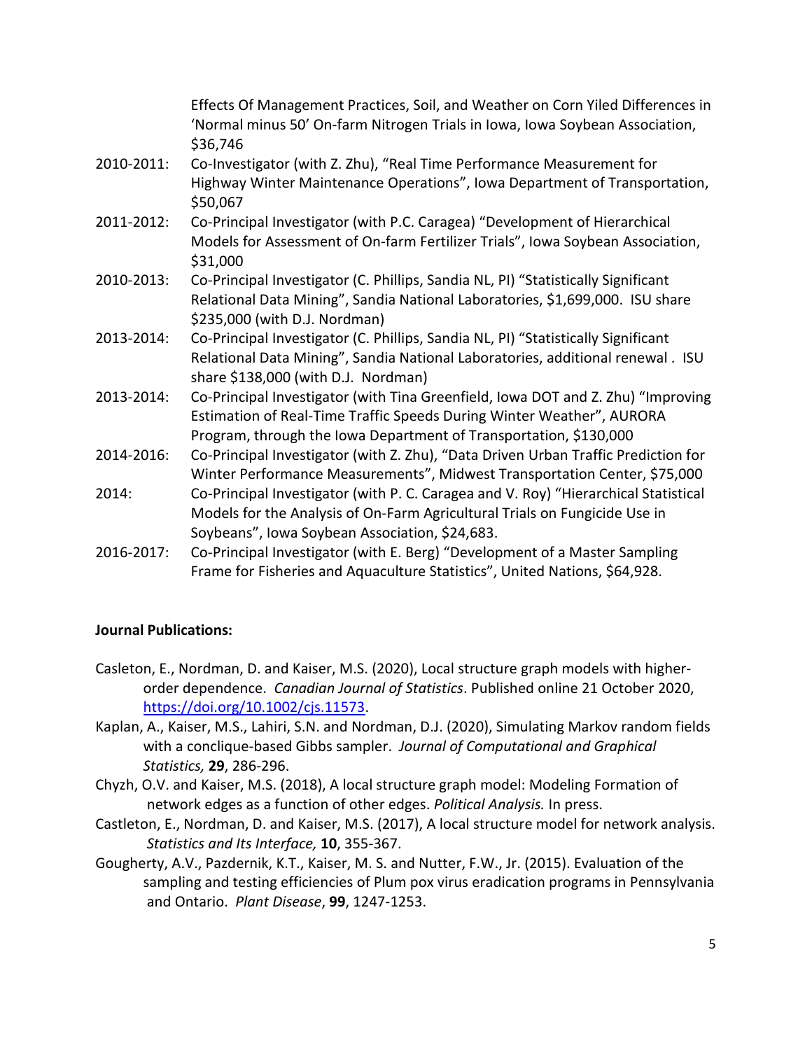Effects Of Management Practices, Soil, and Weather on Corn Yiled Differences in 'Normal minus 50' On-farm Nitrogen Trials in Iowa, Iowa Soybean Association, $36,746

2010-2011: Co-Investigator (with Z. Zhu), "Real Time Performance Measurement for Highway Winter Maintenance Operations", Iowa Department of Transportation, $50,067

2011-2012: Co-Principal Investigator (with P.C. Caragea) "Development of Hierarchical Models for Assessment of On-farm Fertilizer Trials", Iowa Soybean Association, $31,000

2010-2013: Co-Principal Investigator (C. Phillips, Sandia NL, PI) "Statistically Significant Relational Data Mining", Sandia National Laboratories, $1,699,000. ISU share $235,000 (with D.J. Nordman)

2013-2014: Co-Principal Investigator (C. Phillips, Sandia NL, PI) "Statistically Significant Relational Data Mining", Sandia National Laboratories, additional renewal . ISU share $138,000 (with D.J. Nordman)

2013-2014: Co-Principal Investigator (with Tina Greenfield, Iowa DOT and Z. Zhu) "Improving Estimation of Real-Time Traffic Speeds During Winter Weather", AURORA Program, through the Iowa Department of Transportation, $130,000

2014-2016: Co-Principal Investigator (with Z. Zhu), "Data Driven Urban Traffic Prediction for Winter Performance Measurements", Midwest Transportation Center, $75,000

2014: Co-Principal Investigator (with P. C. Caragea and V. Roy) "Hierarchical Statistical Models for the Analysis of On-Farm Agricultural Trials on Fungicide Use in Soybeans", Iowa Soybean Association, $24,683.

2016-2017: Co-Principal Investigator (with E. Berg) "Development of a Master Sampling Frame for Fisheries and Aquaculture Statistics", United Nations, $64,928.

**Journal Publications:**

Casleton, E., Nordman, D. and Kaiser, M.S. (2020), Local structure graph models with higher-order dependence. *Canadian Journal of Statistics*. Published online 21 October 2020, https://doi.org/10.1002/cjs.11573.

Kaplan, A., Kaiser, M.S., Lahiri, S.N. and Nordman, D.J. (2020), Simulating Markov random fields with a conclique-based Gibbs sampler. *Journal of Computational and Graphical Statistics,* **29**, 286-296.

Chyzh, O.V. and Kaiser, M.S. (2018), A local structure graph model: Modeling Formation of network edges as a function of other edges. *Political Analysis.* In press.

Castleton, E., Nordman, D. and Kaiser, M.S. (2017), A local structure model for network analysis. *Statistics and Its Interface,* **10**, 355-367.

Gougherty, A.V., Pazdernik, K.T., Kaiser, M. S. and Nutter, F.W., Jr. (2015). Evaluation of the sampling and testing efficiencies of Plum pox virus eradication programs in Pennsylvania and Ontario. *Plant Disease*, **99**, 1247-1253.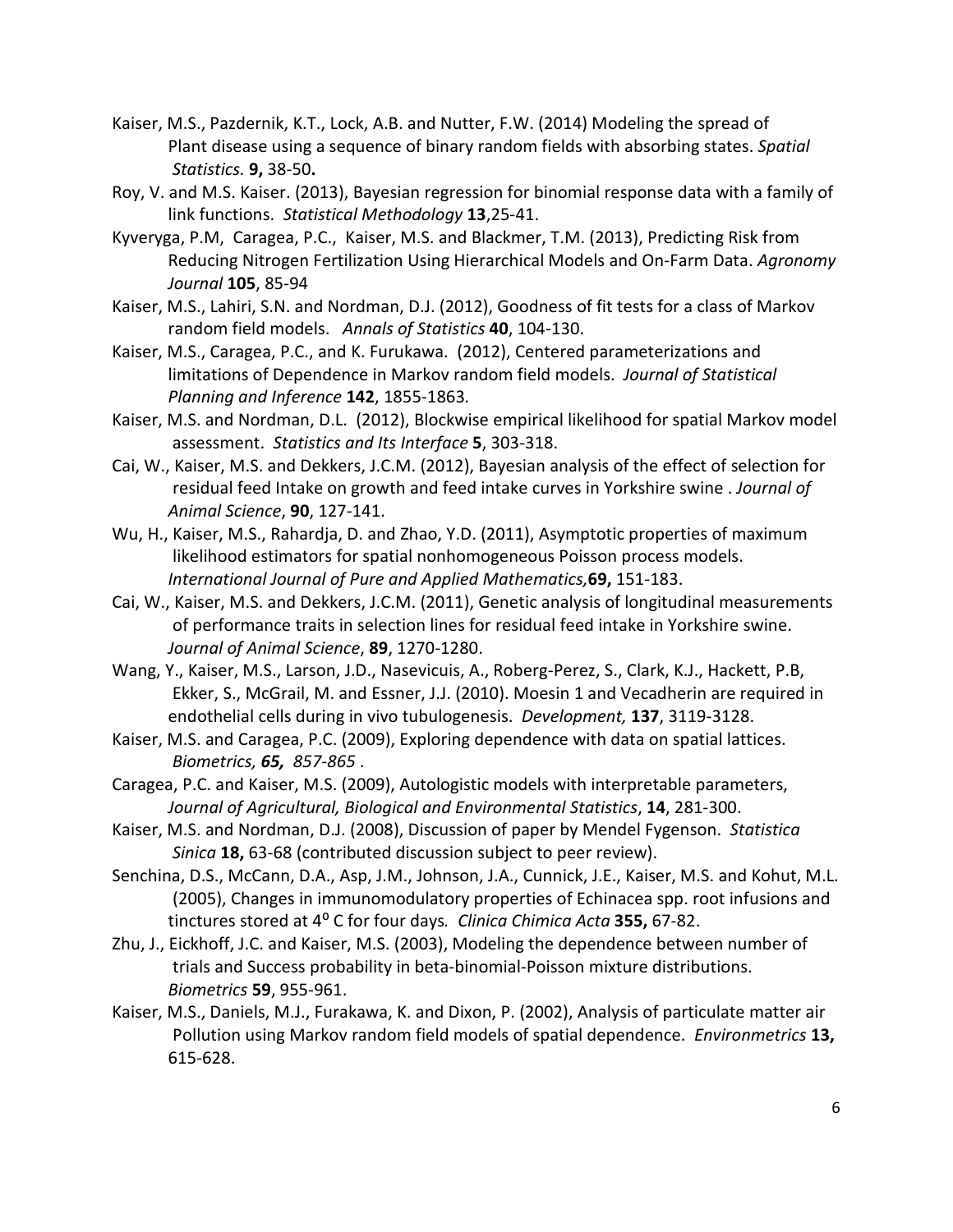Kaiser, M.S., Pazdernik, K.T., Lock, A.B. and Nutter, F.W. (2014) Modeling the spread of Plant disease using a sequence of binary random fields with absorbing states. *Spatial Statistics.* **9,** 38-50**.**

Roy, V. and M.S. Kaiser. (2013), Bayesian regression for binomial response data with a family of link functions. *Statistical Methodology* **13**,25-41.

Kyveryga, P.M, Caragea, P.C., Kaiser, M.S. and Blackmer, T.M. (2013), Predicting Risk from Reducing Nitrogen Fertilization Using Hierarchical Models and On-Farm Data. *Agronomy Journal* **105**, 85-94

Kaiser, M.S., Lahiri, S.N. and Nordman, D.J. (2012), Goodness of fit tests for a class of Markov random field models. *Annals of Statistics* **40**, 104-130.

Kaiser, M.S., Caragea, P.C., and K. Furukawa. (2012), Centered parameterizations and limitations of Dependence in Markov random field models. *Journal of Statistical Planning and Inference* **142**, 1855-1863*.*

Kaiser, M.S. and Nordman, D.L. (2012), Blockwise empirical likelihood for spatial Markov model assessment. *Statistics and Its Interface* **5**, 303-318.

Cai, W., Kaiser, M.S and Dekkers, J.C.M. (2012), Bayesian analysis of the effect of selection for residual feed Intake on growth and feed intake curves in Yorkshire swine . *Journal of Animal Science*, **90**, 127-141.

Wu, H., Kaiser, M.S., Rahardja, D. and Zhao, Y.D. (2011), Asymptotic properties of maximum likelihood estimators for spatial nonhomogeneous Poisson process models. *International Journal of Pure and Applied Mathematics,***69,** 151-183.

Cai, W., Kaiser, M.S. and Dekkers, J.C.M. (2011), Genetic analysis of longitudinal measurements of performance traits in selection lines for residual feed intake in Yorkshire swine. *Journal of Animal Science*, **89**, 1270-1280.

Wang, Y., Kaiser, M.S., Larson, J.D., Nasevicuis, A., Roberg-Perez, S., Clark, K.J., Hackett, P.B, Ekker, S., McGrail, M. and Essner, J.J. (2010). Moesin 1 and Vecadherin are required in endothelial cells during in vivo tubulogenesis. *Development,* **137**, 3119-3128.

Kaiser, M.S. and Caragea, P.C. (2009), Exploring dependence with data on spatial lattices. *Biometrics,* ***65,*** *857-865* .

Caragea, P.C. and Kaiser, M.S. (2009), Autologistic models with interpretable parameters, *Journal of Agricultural, Biological and Environmental Statistics*, **14**, 281-300.

Kaiser, M.S. and Nordman, D.J. (2008), Discussion of paper by Mendel Fygenson. *Statistica Sinica* **18,** 63-68 (contributed discussion subject to peer review).

Senchina, D.S., McCann, D.A., Asp, J.M., Johnson, J.A., Cunnick, J.E., Kaiser, M.S. and Kohut, M.L. (2005), Changes in immunomodulatory properties of Echinacea spp. root infusions and tinctures stored at $4^{o}$ C for four days*. Clinica Chimica Acta* **355,** 67-82.

Zhu, J., Eickhoff, J.C. and Kaiser, M.S. (2003), Modeling the dependence between number of trials and Success probability in beta-binomial-Poisson mixture distributions. *Biometrics* **59**, 955-961.

Kaiser, M.S., Daniels, M.J., Furakawa, K. and Dixon, P. (2002), Analysis of particulate matter air Pollution using Markov random field models of spatial dependence. *Environmetrics* **13,** 615-628.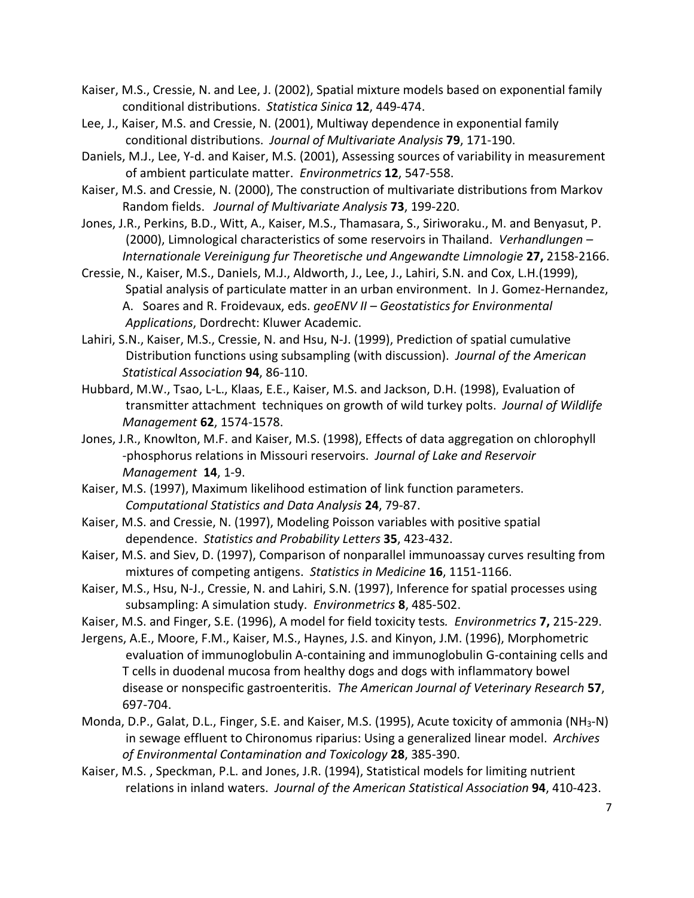Kaiser, M.S., Cressie, N. and Lee, J. (2002), Spatial mixture models based on exponential family conditional distributions. *Statistica Sinica* **12**, 449-474.

Lee, J., Kaiser, M.S. and Cressie, N. (2001), Multiway dependence in exponential family conditional distributions. *Journal of Multivariate Analysis* **79**, 171-190.

Daniels, M.J., Lee, Y-d. and Kaiser, M.S. (2001), Assessing sources of variability in measurement of ambient particulate matter. *Environmetrics* **12**, 547-558.

Kaiser, M.S. and Cressie, N. (2000), The construction of multivariate distributions from Markov Random fields. *Journal of Multivariate Analysis* **73**, 199-220.

Jones, J.R., Perkins, B.D., Witt, A., Kaiser, M.S., Thamasara, S., Siriworaku., M. and Benyasut, P. (2000), Limnological characteristics of some reservoirs in Thailand. *Verhandlungen – Internationale Vereinigung fur Theoretische und Angewandte Limnologie* **27,** 2158-2166.

Cressie, N., Kaiser, M.S., Daniels, M.J., Aldworth, J., Lee, J., Lahiri, S.N. and Cox, L.H.(1999), Spatial analysis of particulate matter in an urban environment. In J. Gomez-Hernandez, A. Soares and R. Froidevaux, eds. *geoENV II – Geostatistics for Environmental Applications*, Dordrecht: Kluwer Academic.

Lahiri, S.N., Kaiser, M.S., Cressie, N. and Hsu, N-J. (1999), Prediction of spatial cumulative Distribution functions using subsampling (with discussion). *Journal of the American Statistical Association* **94**, 86-110.

Hubbard, M.W., Tsao, L-L., Klaas, E.E., Kaiser, M.S. and Jackson, D.H. (1998), Evaluation of transmitter attachment techniques on growth of wild turkey polts. *Journal of Wildlife Management* **62**, 1574-1578.

Jones, J.R., Knowlton, M.F. and Kaiser, M.S. (1998), Effects of data aggregation on chlorophyll -phosphorus relations in Missouri reservoirs. *Journal of Lake and Reservoir Management* **14**, 1-9.

Kaiser, M.S. (1997), Maximum likelihood estimation of link function parameters. *Computational Statistics and Data Analysis* **24**, 79-87.

Kaiser, M.S. and Cressie, N. (1997), Modeling Poisson variables with positive spatial dependence. *Statistics and Probability Letters* **35**, 423-432.

Kaiser, M.S. and Siev, D. (1997), Comparison of nonparallel immunoassay curves resulting from mixtures of competing antigens. *Statistics in Medicine* **16**, 1151-1166.

Kaiser, M.S., Hsu, N-J., Cressie, N. and Lahiri, S.N. (1997), Inference for spatial processes using subsampling: A simulation study. *Environmetrics* **8**, 485-502.

Kaiser, M.S. and Finger, S.E. (1996), A model for field toxicity tests*. Environmetrics* **7,** 215-229.

Jergens, A.E., Moore, F.M., Kaiser, M.S., Haynes, J.S. and Kinyon, J.M. (1996), Morphometric evaluation of immunoglobulin A-containing and immunoglobulin G-containing cells and T cells in duodenal mucosa from healthy dogs and dogs with inflammatory bowel disease or nonspecific gastroenteritis. *The American Journal of Veterinary Research* **57**, 697-704.

Monda, D.P., Galat, D.L., Finger, S.E. and Kaiser, M.S. (1995), Acute toxicity of ammonia ($NH_3$-N) in sewage effluent to Chironomus riparius: Using a generalized linear model. *Archives of Environmental Contamination and Toxicology* **28**, 385-390.

Kaiser, M.S. , Speckman, P.L. and Jones, J.R. (1994), Statistical models for limiting nutrient relations in inland waters. *Journal of the American Statistical Association* **94**, 410-423.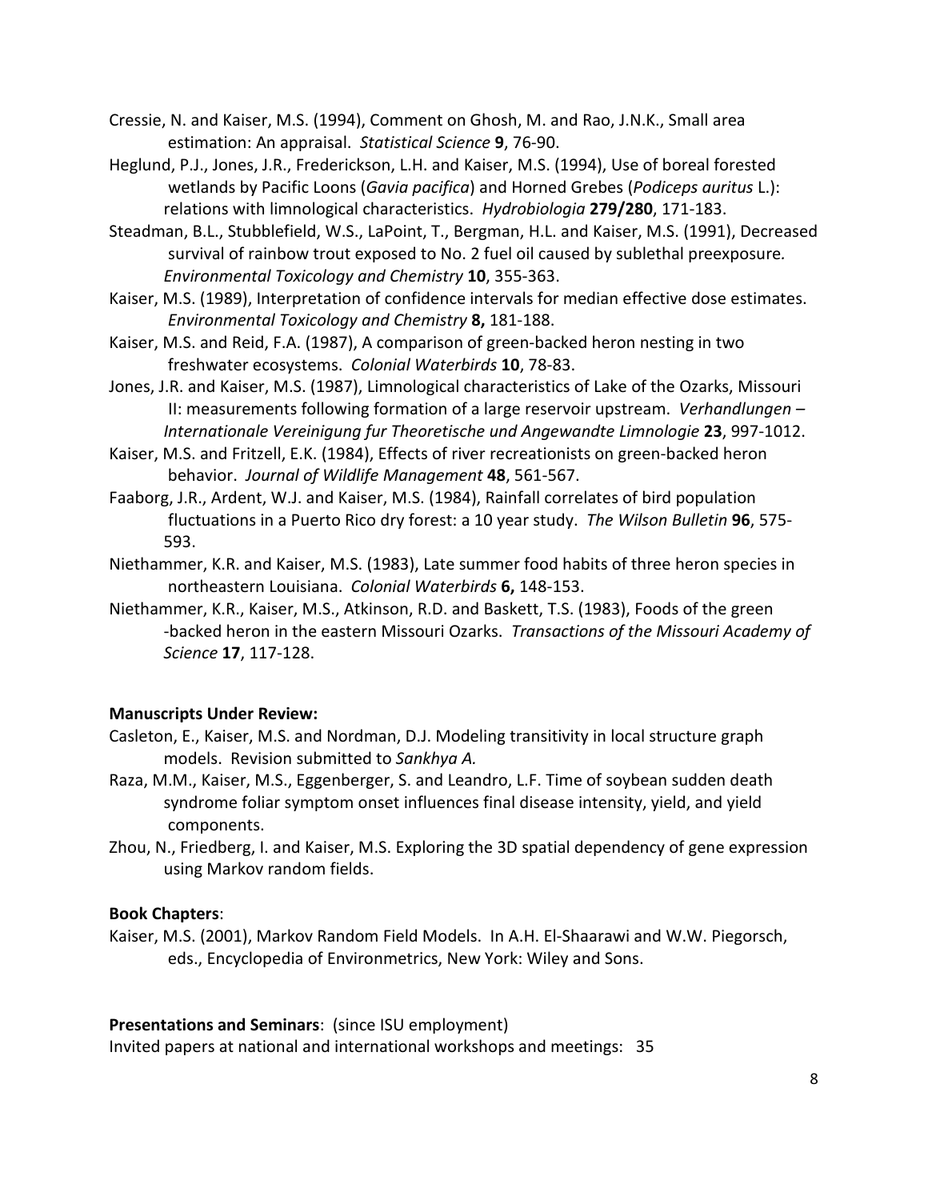Cressie, N. and Kaiser, M.S. (1994), Comment on Ghosh, M. and Rao, J.N.K., Small area estimation: An appraisal. *Statistical Science* **9**, 76-90.

Heglund, P.J., Jones, J.R., Frederickson, L.H. and Kaiser, M.S. (1994), Use of boreal forested wetlands by Pacific Loons (*Gavia pacifica*) and Horned Grebes (*Podiceps auritus* L.): relations with limnological characteristics. *Hydrobiologia* **279/280**, 171-183.

Steadman, B.L., Stubblefield, W.S., LaPoint, T., Bergman, H.L. and Kaiser, M.S. (1991), Decreased survival of rainbow trout exposed to No. 2 fuel oil caused by sublethal preexposure. *Environmental Toxicology and Chemistry* **10**, 355-363.

Kaiser, M.S. (1989), Interpretation of confidence intervals for median effective dose estimates. *Environmental Toxicology and Chemistry* **8,** 181-188.

Kaiser, M.S. and Reid, F.A. (1987), A comparison of green-backed heron nesting in two freshwater ecosystems. *Colonial Waterbirds* **10**, 78-83.

Jones, J.R. and Kaiser, M.S. (1987), Limnological characteristics of Lake of the Ozarks, Missouri II: measurements following formation of a large reservoir upstream. *Verhandlungen – Internationale Vereinigung fur Theoretische und Angewandte Limnologie* **23**, 997-1012.

Kaiser, M.S. and Fritzell, E.K. (1984), Effects of river recreationists on green-backed heron behavior. *Journal of Wildlife Management* **48**, 561-567.

Faaborg, J.R., Ardent, W.J. and Kaiser, M.S. (1984), Rainfall correlates of bird population fluctuations in a Puerto Rico dry forest: a 10 year study. *The Wilson Bulletin* **96**, 575-593.

Niethammer, K.R. and Kaiser, M.S. (1983), Late summer food habits of three heron species in northeastern Louisiana. *Colonial Waterbirds* **6,** 148-153.

Niethammer, K.R., Kaiser, M.S., Atkinson, R.D. and Baskett, T.S. (1983), Foods of the green -backed heron in the eastern Missouri Ozarks. *Transactions of the Missouri Academy of Science* **17**, 117-128.

**Manuscripts Under Review:**

Casleton, E., Kaiser, M.S. and Nordman, D.J. Modeling transitivity in local structure graph models. Revision submitted to *Sankhya A.*

Raza, M.M., Kaiser, M.S., Eggenberger, S. and Leandro, L.F. Time of soybean sudden death syndrome foliar symptom onset influences final disease intensity, yield, and yield components.

Zhou, N., Friedberg, I. and Kaiser, M.S. Exploring the 3D spatial dependency of gene expression using Markov random fields.

**Book Chapters**:

Kaiser, M.S. (2001), Markov Random Field Models. In A.H. El-Shaarawi and W.W. Piegorsch, eds., Encyclopedia of Environmetrics, New York: Wiley and Sons.

**Presentations and Seminars**: (since ISU employment)

Invited papers at national and international workshops and meetings: 35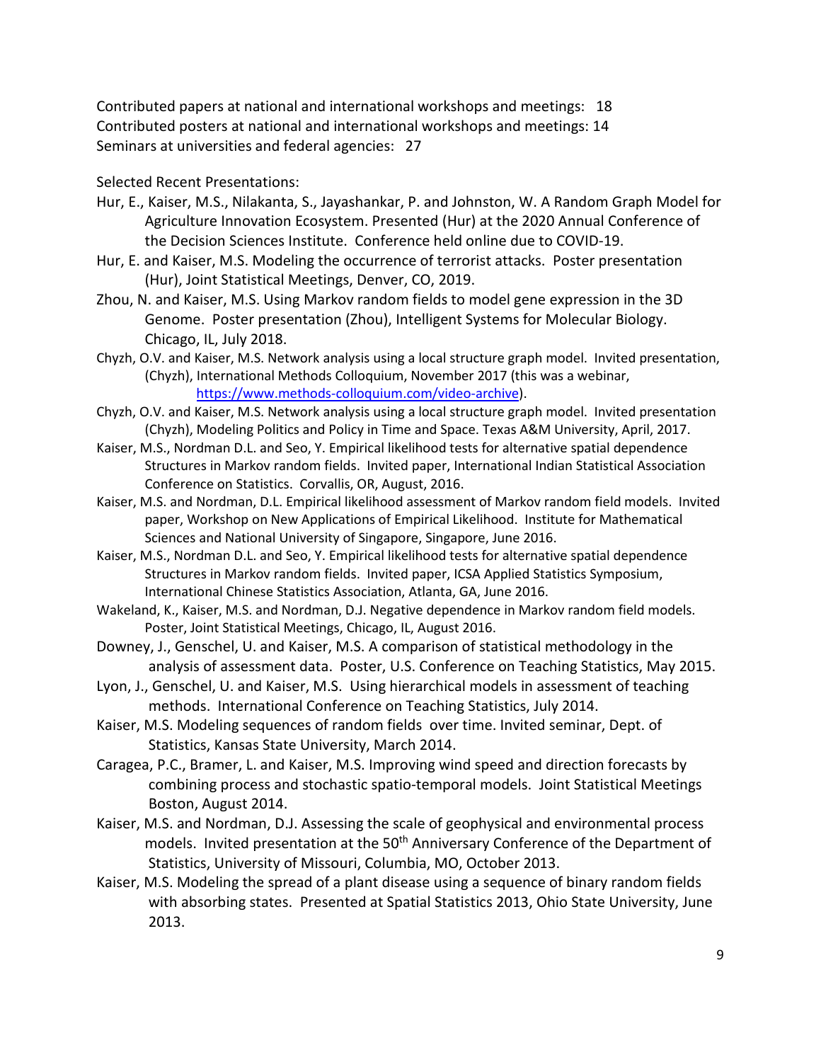Contributed papers at national and international workshops and meetings: 18
Contributed posters at national and international workshops and meetings: 14
Seminars at universities and federal agencies: 27

Selected Recent Presentations:

- Hur, E., Kaiser, M.S., Nilakanta, S., Jayashankar, P. and Johnston, W. A Random Graph Model for Agriculture Innovation Ecosystem. Presented (Hur) at the 2020 Annual Conference of the Decision Sciences Institute. Conference held online due to COVID-19.
- Hur, E. and Kaiser, M.S. Modeling the occurrence of terrorist attacks. Poster presentation (Hur), Joint Statistical Meetings, Denver, CO, 2019.
- Zhou, N. and Kaiser, M.S. Using Markov random fields to model gene expression in the 3D Genome. Poster presentation (Zhou), Intelligent Systems for Molecular Biology. Chicago, IL, July 2018.
- Chyzh, O.V. and Kaiser, M.S. Network analysis using a local structure graph model. Invited presentation, (Chyzh), International Methods Colloquium, November 2017 (this was a webinar, https://www.methods-colloquium.com/video-archive).
- Chyzh, O.V. and Kaiser, M.S. Network analysis using a local structure graph model. Invited presentation (Chyzh), Modeling Politics and Policy in Time and Space. Texas A&M University, April, 2017.
- Kaiser, M.S., Nordman D.L. and Seo, Y. Empirical likelihood tests for alternative spatial dependence Structures in Markov random fields. Invited paper, International Indian Statistical Association Conference on Statistics. Corvallis, OR, August, 2016.
- Kaiser, M.S. and Nordman, D.L. Empirical likelihood assessment of Markov random field models. Invited paper, Workshop on New Applications of Empirical Likelihood. Institute for Mathematical Sciences and National University of Singapore, Singapore, June 2016.
- Kaiser, M.S., Nordman D.L. and Seo, Y. Empirical likelihood tests for alternative spatial dependence Structures in Markov random fields. Invited paper, ICSA Applied Statistics Symposium, International Chinese Statistics Association, Atlanta, GA, June 2016.
- Wakeland, K., Kaiser, M.S. and Nordman, D.J. Negative dependence in Markov random field models. Poster, Joint Statistical Meetings, Chicago, IL, August 2016.
- Downey, J., Genschel, U. and Kaiser, M.S. A comparison of statistical methodology in the analysis of assessment data. Poster, U.S. Conference on Teaching Statistics, May 2015.
- Lyon, J., Genschel, U. and Kaiser, M.S. Using hierarchical models in assessment of teaching methods. International Conference on Teaching Statistics, July 2014.
- Kaiser, M.S. Modeling sequences of random fields over time. Invited seminar, Dept. of Statistics, Kansas State University, March 2014.
- Caragea, P.C., Bramer, L. and Kaiser, M.S. Improving wind speed and direction forecasts by combining process and stochastic spatio-temporal models. Joint Statistical Meetings Boston, August 2014.
- Kaiser, M.S. and Nordman, D.J. Assessing the scale of geophysical and environmental process models. Invited presentation at the 50th Anniversary Conference of the Department of Statistics, University of Missouri, Columbia, MO, October 2013.
- Kaiser, M.S. Modeling the spread of a plant disease using a sequence of binary random fields with absorbing states. Presented at Spatial Statistics 2013, Ohio State University, June 2013.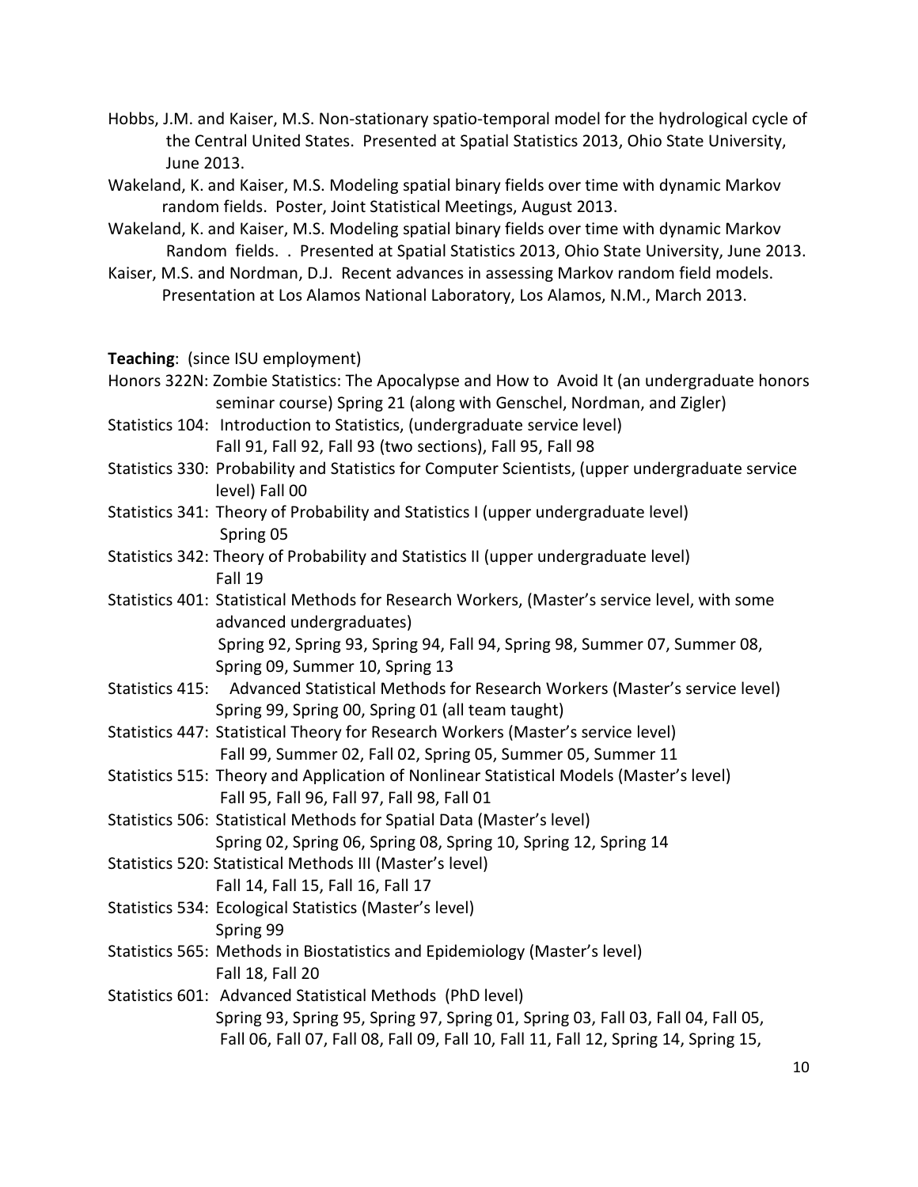Hobbs, J.M. and Kaiser, M.S. Non-stationary spatio-temporal model for the hydrological cycle of the Central United States. Presented at Spatial Statistics 2013, Ohio State University, June 2013.

Wakeland, K. and Kaiser, M.S. Modeling spatial binary fields over time with dynamic Markov random fields. Poster, Joint Statistical Meetings, August 2013.

Wakeland, K. and Kaiser, M.S. Modeling spatial binary fields over time with dynamic Markov Random fields. . Presented at Spatial Statistics 2013, Ohio State University, June 2013.

Kaiser, M.S. and Nordman, D.J. Recent advances in assessing Markov random field models. Presentation at Los Alamos National Laboratory, Los Alamos, N.M., March 2013.

**Teaching**: (since ISU employment)

Honors 322N: Zombie Statistics: The Apocalypse and How to Avoid It (an undergraduate honors seminar course) Spring 21 (along with Genschel, Nordman, and Zigler)

Statistics 104: Introduction to Statistics, (undergraduate service level)
Fall 91, Fall 92, Fall 93 (two sections), Fall 95, Fall 98

Statistics 330: Probability and Statistics for Computer Scientists, (upper undergraduate service level) Fall 00

Statistics 341: Theory of Probability and Statistics I (upper undergraduate level)
Spring 05

Statistics 342: Theory of Probability and Statistics II (upper undergraduate level)
Fall 19

Statistics 401: Statistical Methods for Research Workers, (Master's service level, with some advanced undergraduates)
Spring 92, Spring 93, Spring 94, Fall 94, Spring 98, Summer 07, Summer 08, Spring 09, Summer 10, Spring 13

Statistics 415: Advanced Statistical Methods for Research Workers (Master's service level)
Spring 99, Spring 00, Spring 01 (all team taught)

Statistics 447: Statistical Theory for Research Workers (Master's service level)
Fall 99, Summer 02, Fall 02, Spring 05, Summer 05, Summer 11

Statistics 515: Theory and Application of Nonlinear Statistical Models (Master's level)
Fall 95, Fall 96, Fall 97, Fall 98, Fall 01

Statistics 506: Statistical Methods for Spatial Data (Master's level)
Spring 02, Spring 06, Spring 08, Spring 10, Spring 12, Spring 14

Statistics 520: Statistical Methods III (Master's level)
Fall 14, Fall 15, Fall 16, Fall 17

Statistics 534: Ecological Statistics (Master's level)
Spring 99

Statistics 565: Methods in Biostatistics and Epidemiology (Master's level)
Fall 18, Fall 20

Statistics 601: Advanced Statistical Methods (PhD level)
Spring 93, Spring 95, Spring 97, Spring 01, Spring 03, Fall 03, Fall 04, Fall 05, Fall 06, Fall 07, Fall 08, Fall 09, Fall 10, Fall 11, Fall 12, Spring 14, Spring 15,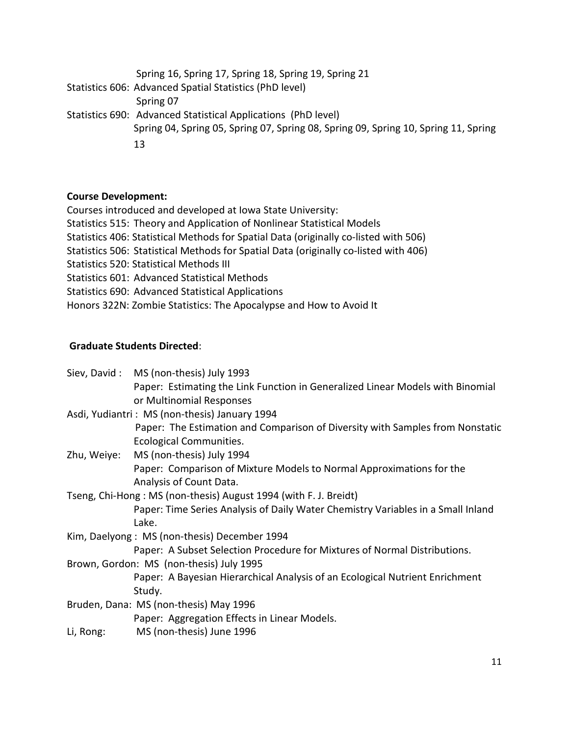Spring 16, Spring 17, Spring 18, Spring 19, Spring 21

Statistics 606: Advanced Spatial Statistics (PhD level)
Spring 07

Statistics 690: Advanced Statistical Applications (PhD level)
Spring 04, Spring 05, Spring 07, Spring 08, Spring 09, Spring 10, Spring 11, Spring 13

**Course Development:**

Courses introduced and developed at Iowa State University:

Statistics 515: Theory and Application of Nonlinear Statistical Models
Statistics 406: Statistical Methods for Spatial Data (originally co-listed with 506)
Statistics 506: Statistical Methods for Spatial Data (originally co-listed with 406)
Statistics 520: Statistical Methods III
Statistics 601: Advanced Statistical Methods
Statistics 690: Advanced Statistical Applications
Honors 322N: Zombie Statistics: The Apocalypse and How to Avoid It

**Graduate Students Directed**:

Siev, David : MS (non-thesis) July 1993
Paper: Estimating the Link Function in Generalized Linear Models with Binomial or Multinomial Responses

Asdi, Yudiantri : MS (non-thesis) January 1994
Paper: The Estimation and Comparison of Diversity with Samples from Nonstatic Ecological Communities.

Zhu, Weiye: MS (non-thesis) July 1994
Paper: Comparison of Mixture Models to Normal Approximations for the Analysis of Count Data.

Tseng, Chi-Hong : MS (non-thesis) August 1994 (with F. J. Breidt)
Paper: Time Series Analysis of Daily Water Chemistry Variables in a Small Inland Lake.

Kim, Daelyong : MS (non-thesis) December 1994
Paper: A Subset Selection Procedure for Mixtures of Normal Distributions.

Brown, Gordon: MS (non-thesis) July 1995
Paper: A Bayesian Hierarchical Analysis of an Ecological Nutrient Enrichment Study.

Bruden, Dana: MS (non-thesis) May 1996
Paper: Aggregation Effects in Linear Models.

Li, Rong: MS (non-thesis) June 1996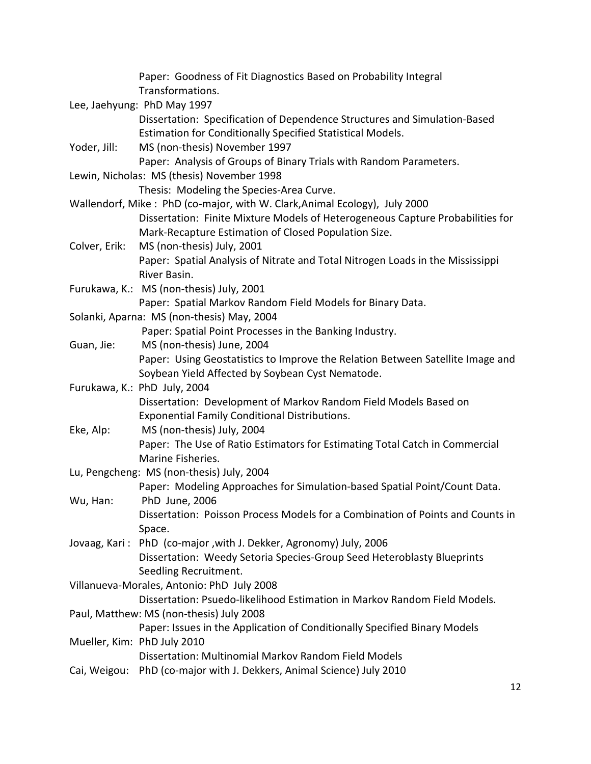Paper: Goodness of Fit Diagnostics Based on Probability Integral Transformations.

Lee, Jaehyung: PhD May 1997
Dissertation: Specification of Dependence Structures and Simulation-Based Estimation for Conditionally Specified Statistical Models.

Yoder, Jill: MS (non-thesis) November 1997
Paper: Analysis of Groups of Binary Trials with Random Parameters.

Lewin, Nicholas: MS (thesis) November 1998
Thesis: Modeling the Species-Area Curve.

Wallendorf, Mike : PhD (co-major, with W. Clark,Animal Ecology), July 2000
Dissertation: Finite Mixture Models of Heterogeneous Capture Probabilities for Mark-Recapture Estimation of Closed Population Size.

Colver, Erik: MS (non-thesis) July, 2001
Paper: Spatial Analysis of Nitrate and Total Nitrogen Loads in the Mississippi River Basin.

Furukawa, K.: MS (non-thesis) July, 2001
Paper: Spatial Markov Random Field Models for Binary Data.

Solanki, Aparna: MS (non-thesis) May, 2004
Paper: Spatial Point Processes in the Banking Industry.

Guan, Jie: MS (non-thesis) June, 2004
Paper: Using Geostatistics to Improve the Relation Between Satellite Image and Soybean Yield Affected by Soybean Cyst Nematode.

Furukawa, K.: PhD July, 2004
Dissertation: Development of Markov Random Field Models Based on Exponential Family Conditional Distributions.

Eke, Alp: MS (non-thesis) July, 2004
Paper: The Use of Ratio Estimators for Estimating Total Catch in Commercial Marine Fisheries.

Lu, Pengcheng: MS (non-thesis) July, 2004
Paper: Modeling Approaches for Simulation-based Spatial Point/Count Data.

Wu, Han: PhD June, 2006
Dissertation: Poisson Process Models for a Combination of Points and Counts in Space.

Jovaag, Kari : PhD (co-major ,with J. Dekker, Agronomy) July, 2006
Dissertation: Weedy Setoria Species-Group Seed Heteroblasty Blueprints Seedling Recruitment.

Villanueva-Morales, Antonio: PhD July 2008
Dissertation: Psuedo-likelihood Estimation in Markov Random Field Models.

Paul, Matthew: MS (non-thesis) July 2008
Paper: Issues in the Application of Conditionally Specified Binary Models

Mueller, Kim: PhD July 2010
Dissertation: Multinomial Markov Random Field Models

Cai, Weigou: PhD (co-major with J. Dekkers, Animal Science) July 2010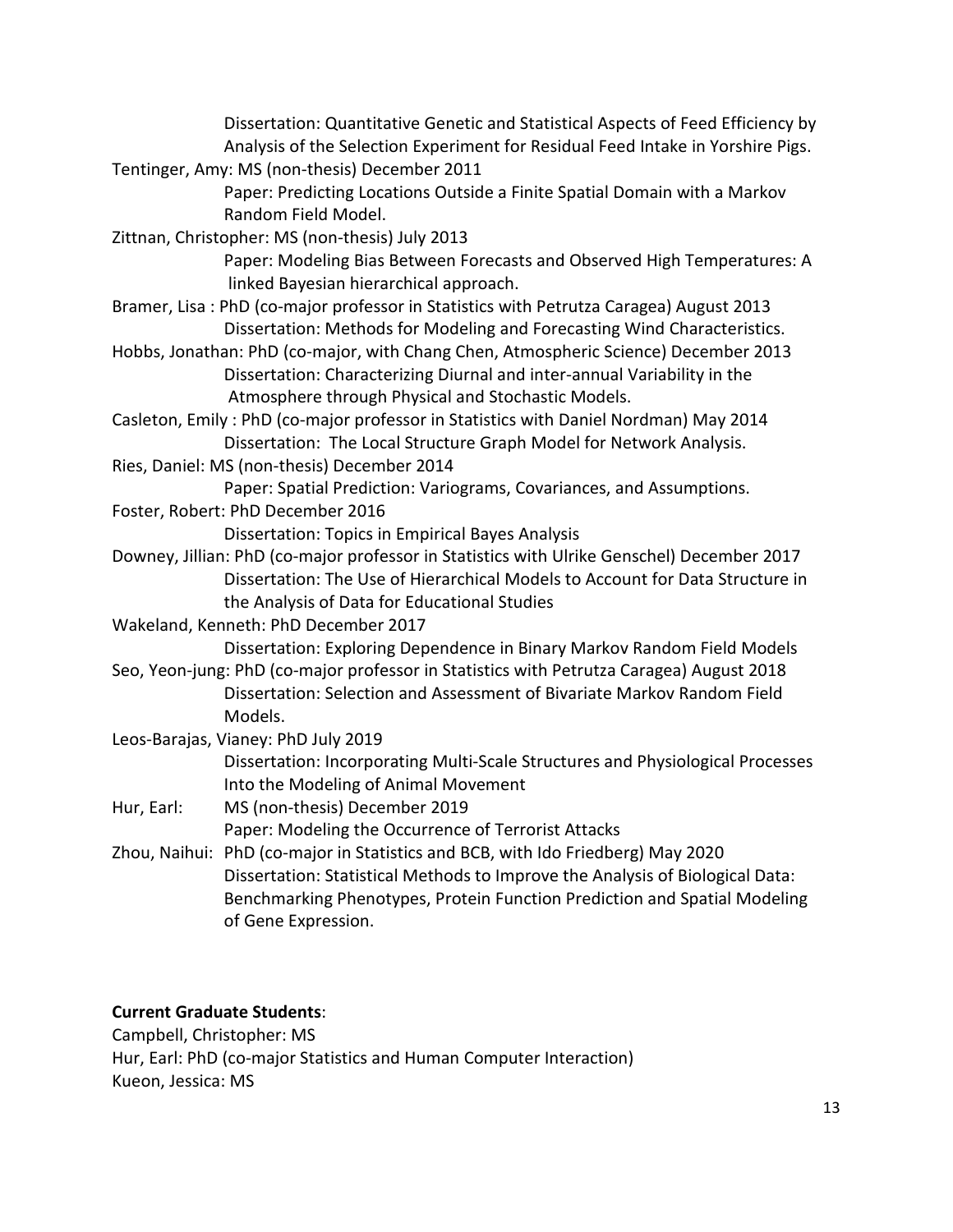Dissertation: Quantitative Genetic and Statistical Aspects of Feed Efficiency by Analysis of the Selection Experiment for Residual Feed Intake in Yorshire Pigs.

Tentinger, Amy: MS (non-thesis) December 2011
Paper: Predicting Locations Outside a Finite Spatial Domain with a Markov Random Field Model.

Zittnan, Christopher: MS (non-thesis) July 2013
Paper: Modeling Bias Between Forecasts and Observed High Temperatures: A linked Bayesian hierarchical approach.

Bramer, Lisa : PhD (co-major professor in Statistics with Petrutza Caragea) August 2013
Dissertation: Methods for Modeling and Forecasting Wind Characteristics.

Hobbs, Jonathan: PhD (co-major, with Chang Chen, Atmospheric Science) December 2013
Dissertation: Characterizing Diurnal and inter-annual Variability in the Atmosphere through Physical and Stochastic Models.

Casleton, Emily : PhD (co-major professor in Statistics with Daniel Nordman) May 2014
Dissertation: The Local Structure Graph Model for Network Analysis.

Ries, Daniel: MS (non-thesis) December 2014
Paper: Spatial Prediction: Variograms, Covariances, and Assumptions.

Foster, Robert: PhD December 2016
Dissertation: Topics in Empirical Bayes Analysis

Downey, Jillian: PhD (co-major professor in Statistics with Ulrike Genschel) December 2017
Dissertation: The Use of Hierarchical Models to Account for Data Structure in the Analysis of Data for Educational Studies

Wakeland, Kenneth: PhD December 2017
Dissertation: Exploring Dependence in Binary Markov Random Field Models

Seo, Yeon-jung: PhD (co-major professor in Statistics with Petrutza Caragea) August 2018
Dissertation: Selection and Assessment of Bivariate Markov Random Field Models.

Leos-Barajas, Vianey: PhD July 2019
Dissertation: Incorporating Multi-Scale Structures and Physiological Processes Into the Modeling of Animal Movement

Hur, Earl: MS (non-thesis) December 2019
Paper: Modeling the Occurrence of Terrorist Attacks

Zhou, Naihui: PhD (co-major in Statistics and BCB, with Ido Friedberg) May 2020
Dissertation: Statistical Methods to Improve the Analysis of Biological Data: Benchmarking Phenotypes, Protein Function Prediction and Spatial Modeling of Gene Expression.

**Current Graduate Students**:

Campbell, Christopher: MS
Hur, Earl: PhD (co-major Statistics and Human Computer Interaction)
Kueon, Jessica: MS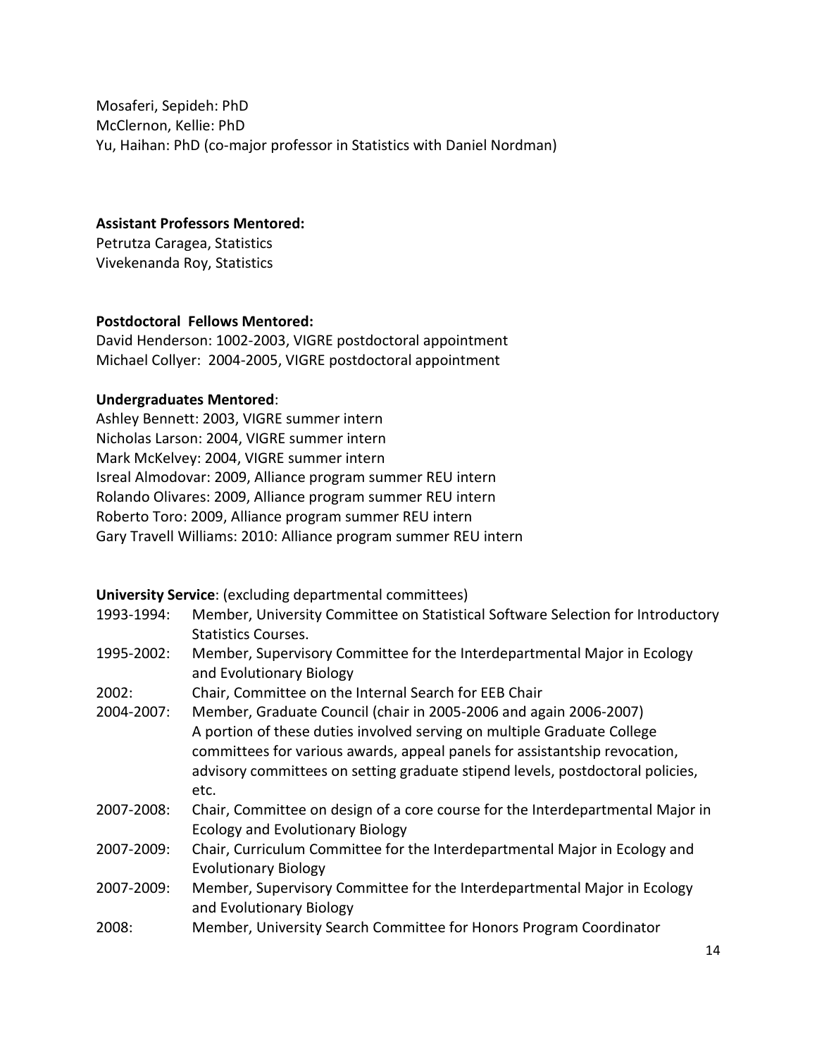Mosaferi, Sepideh: PhD
McClernon, Kellie: PhD
Yu, Haihan: PhD (co-major professor in Statistics with Daniel Nordman)

**Assistant Professors Mentored:**
Petrutza Caragea, Statistics
Vivekenanda Roy, Statistics

**Postdoctoral Fellows Mentored:**
David Henderson: 1002-2003, VIGRE postdoctoral appointment
Michael Collyer: 2004-2005, VIGRE postdoctoral appointment

**Undergraduates Mentored**:
Ashley Bennett: 2003, VIGRE summer intern
Nicholas Larson: 2004, VIGRE summer intern
Mark McKelvey: 2004, VIGRE summer intern
Isreal Almodovar: 2009, Alliance program summer REU intern
Rolando Olivares: 2009, Alliance program summer REU intern
Roberto Toro: 2009, Alliance program summer REU intern
Gary Travell Williams: 2010: Alliance program summer REU intern

**University Service**: (excluding departmental committees)

- 1993-1994: Member, University Committee on Statistical Software Selection for Introductory Statistics Courses.
- 1995-2002: Member, Supervisory Committee for the Interdepartmental Major in Ecology and Evolutionary Biology
- 2002: Chair, Committee on the Internal Search for EEB Chair
- 2004-2007: Member, Graduate Council (chair in 2005-2006 and again 2006-2007) A portion of these duties involved serving on multiple Graduate College committees for various awards, appeal panels for assistantship revocation, advisory committees on setting graduate stipend levels, postdoctoral policies, etc.
- 2007-2008: Chair, Committee on design of a core course for the Interdepartmental Major in Ecology and Evolutionary Biology
- 2007-2009: Chair, Curriculum Committee for the Interdepartmental Major in Ecology and Evolutionary Biology
- 2007-2009: Member, Supervisory Committee for the Interdepartmental Major in Ecology and Evolutionary Biology
- 2008: Member, University Search Committee for Honors Program Coordinator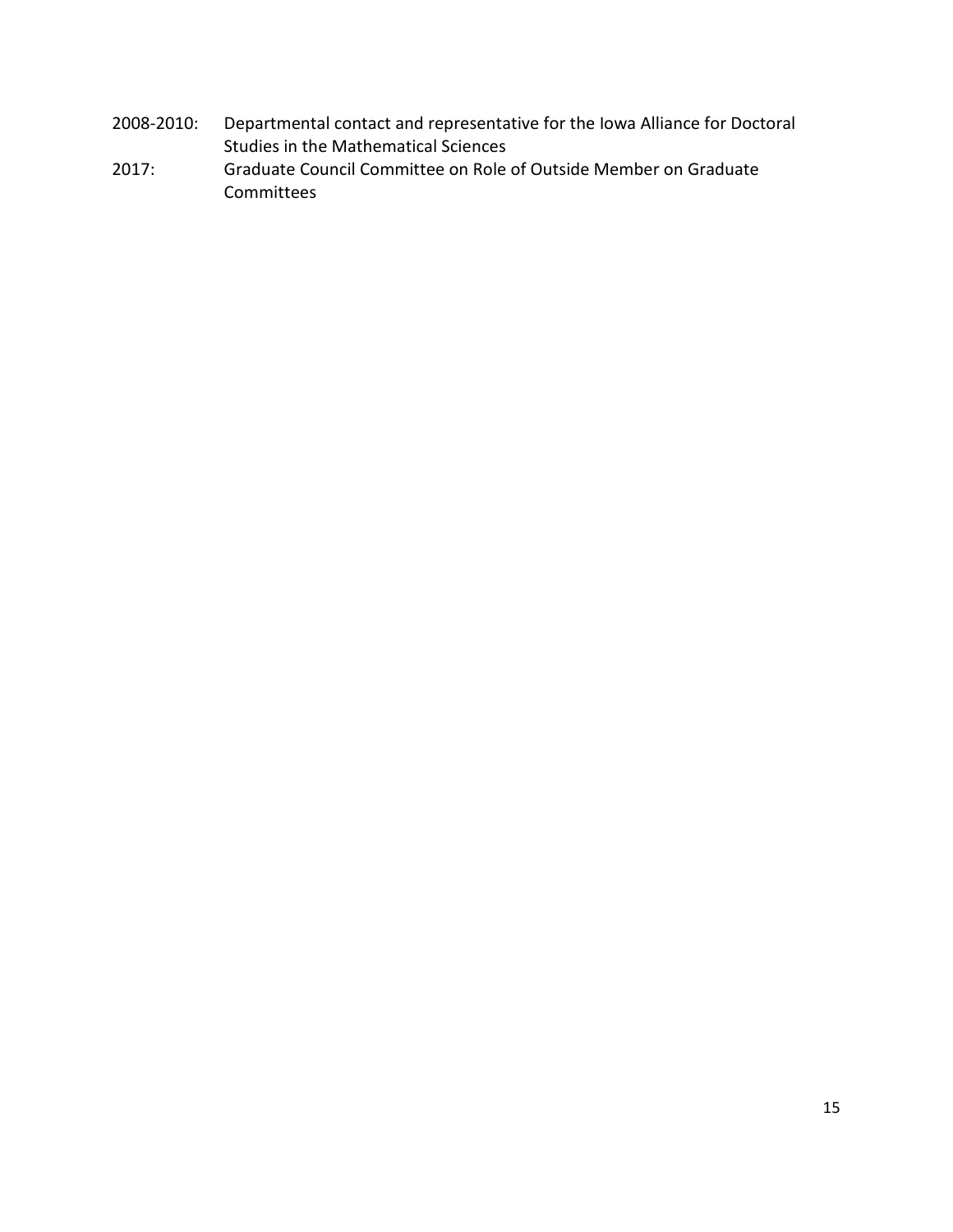2008-2010: Departmental contact and representative for the Iowa Alliance for Doctoral Studies in the Mathematical Sciences

2017: Graduate Council Committee on Role of Outside Member on Graduate Committees